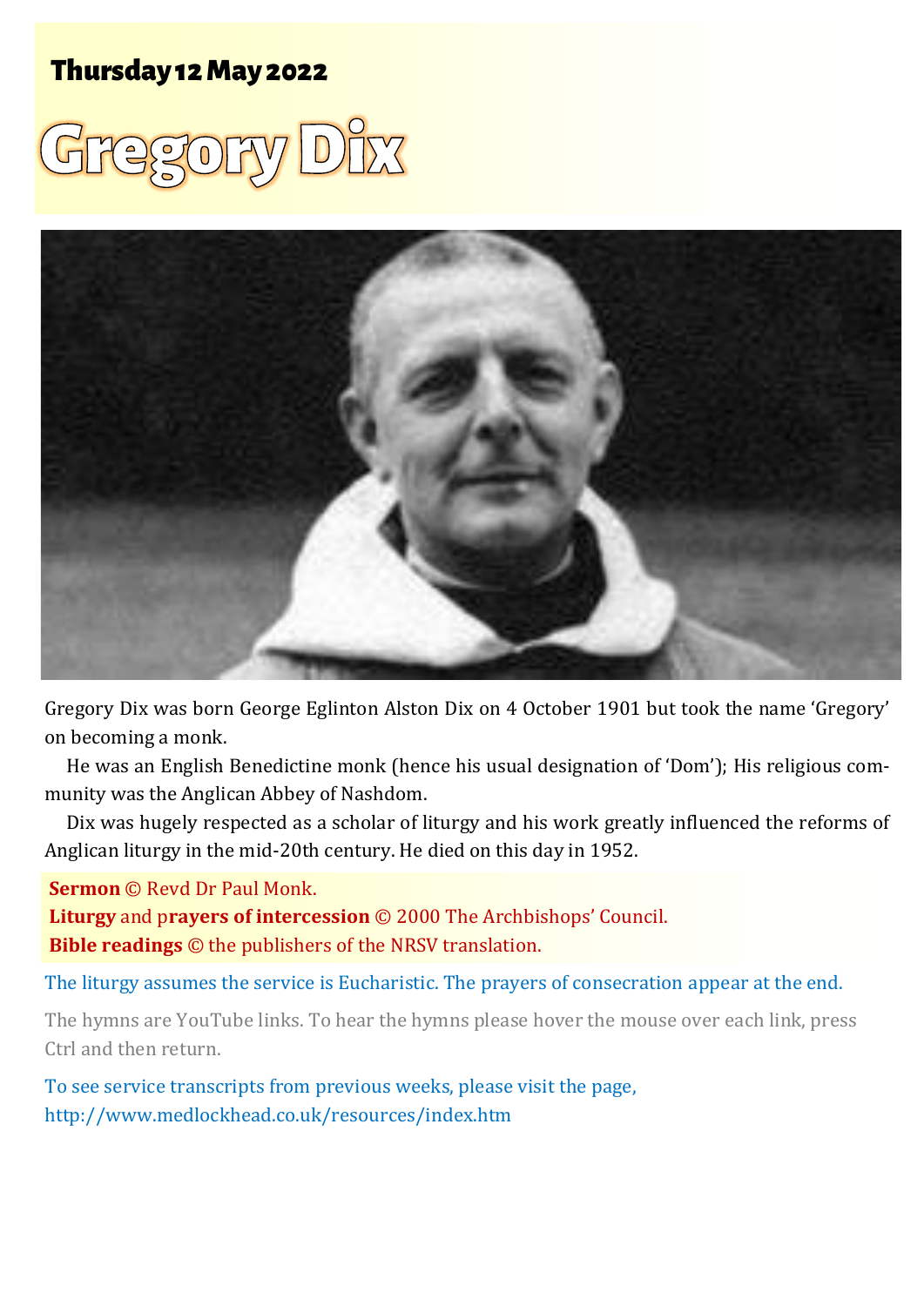**Thursday 12 May 2022**

# Gregory Dix

Gregory Dix was born George Eglinton Alston Dix on 4 October 1901 but took the name 'Gregory' on becoming a monk.

He was an English Benedictine monk (hence his usual designation of 'Dom'); His religious community was the Anglican Abbey of Nashdom.

Dix was hugely respected as a scholar of liturgy and his work greatly influenced the reforms of Anglican liturgy in the mid-20th century. He died on this day in 1952.

**Sermon** © Revd Dr Paul Monk.
**Liturgy** and p**rayers of intercession** © 2000 The Archbishops' Council.
**Bible readings** © the publishers of the NRSV translation.

The liturgy assumes the service is Eucharistic. The prayers of consecration appear at the end.

The hymns are YouTube links. To hear the hymns please hover the mouse over each link, press Ctrl and then return.

To see service transcripts from previous weeks, please visit the page, http://www.medlockhead.co.uk/resources/index.htm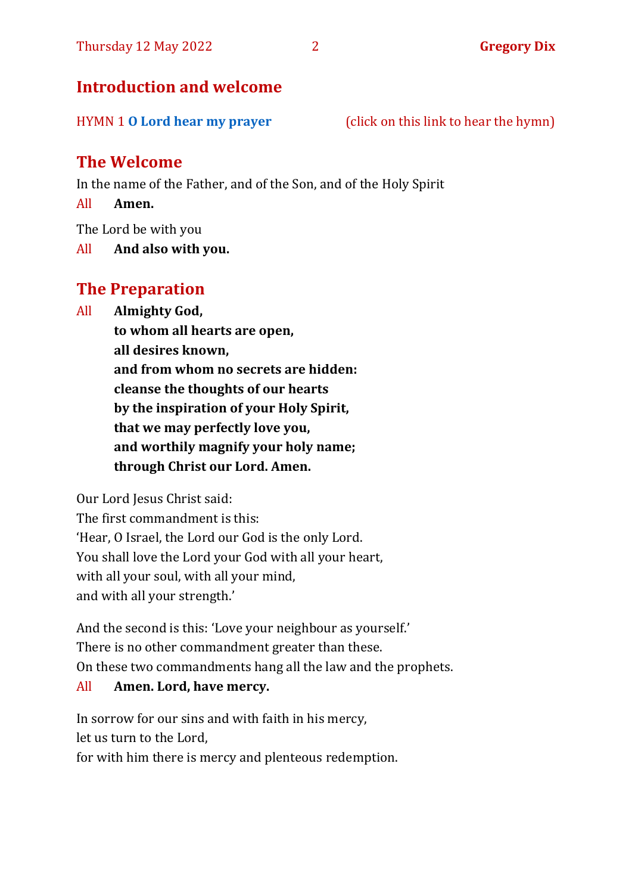## Introduction and welcome

HYMN 1 **O Lord hear my prayer** (click on this link to hear the hymn)

## The Welcome

In the name of the Father, and of the Son, and of the Holy Spirit

All **Amen.**

The Lord be with you

All **And also with you.**

## The Preparation

All **Almighty God,**
**to whom all hearts are open,**
**all desires known,**
**and from whom no secrets are hidden:**
**cleanse the thoughts of our hearts**
**by the inspiration of your Holy Spirit,**
**that we may perfectly love you,**
**and worthily magnify your holy name;**
**through Christ our Lord. Amen.**

Our Lord Jesus Christ said:
The first commandment is this:
'Hear, O Israel, the Lord our God is the only Lord.
You shall love the Lord your God with all your heart,
with all your soul, with all your mind,
and with all your strength.'

And the second is this: 'Love your neighbour as yourself.'
There is no other commandment greater than these.
On these two commandments hang all the law and the prophets.

All **Amen. Lord, have mercy.**

In sorrow for our sins and with faith in his mercy,
let us turn to the Lord,
for with him there is mercy and plenteous redemption.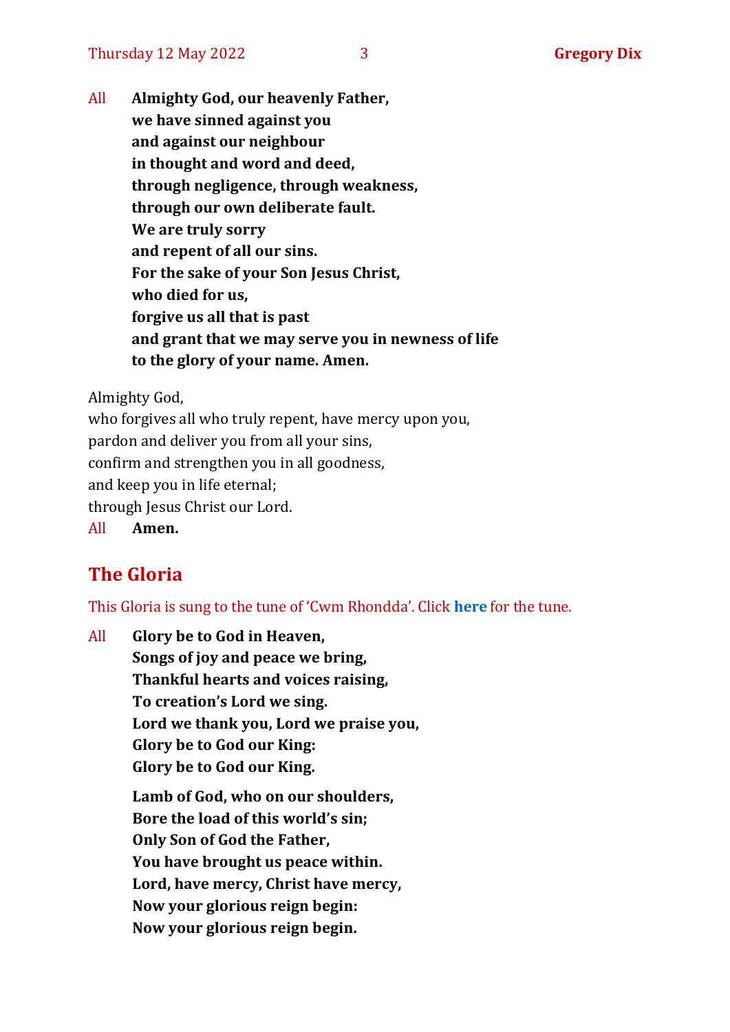All **Almighty God, our heavenly Father,**
**we have sinned against you**
**and against our neighbour**
**in thought and word and deed,**
**through negligence, through weakness,**
**through our own deliberate fault.**
**We are truly sorry**
**and repent of all our sins.**
**For the sake of your Son Jesus Christ,**
**who died for us,**
**forgive us all that is past**
**and grant that we may serve you in newness of life**
**to the glory of your name. Amen.**

Almighty God,
who forgives all who truly repent, have mercy upon you,
pardon and deliver you from all your sins,
confirm and strengthen you in all goodness,
and keep you in life eternal;
through Jesus Christ our Lord.
All **Amen.**

## The Gloria

This Gloria is sung to the tune of 'Cwm Rhondda'. Click **here** for the tune.

All **Glory be to God in Heaven,**
**Songs of joy and peace we bring,**
**Thankful hearts and voices raising,**
**To creation's Lord we sing.**
**Lord we thank you, Lord we praise you,**
**Glory be to God our King:**
**Glory be to God our King.**

**Lamb of God, who on our shoulders,**
**Bore the load of this world's sin;**
**Only Son of God the Father,**
**You have brought us peace within.**
**Lord, have mercy, Christ have mercy,**
**Now your glorious reign begin:**
**Now your glorious reign begin.**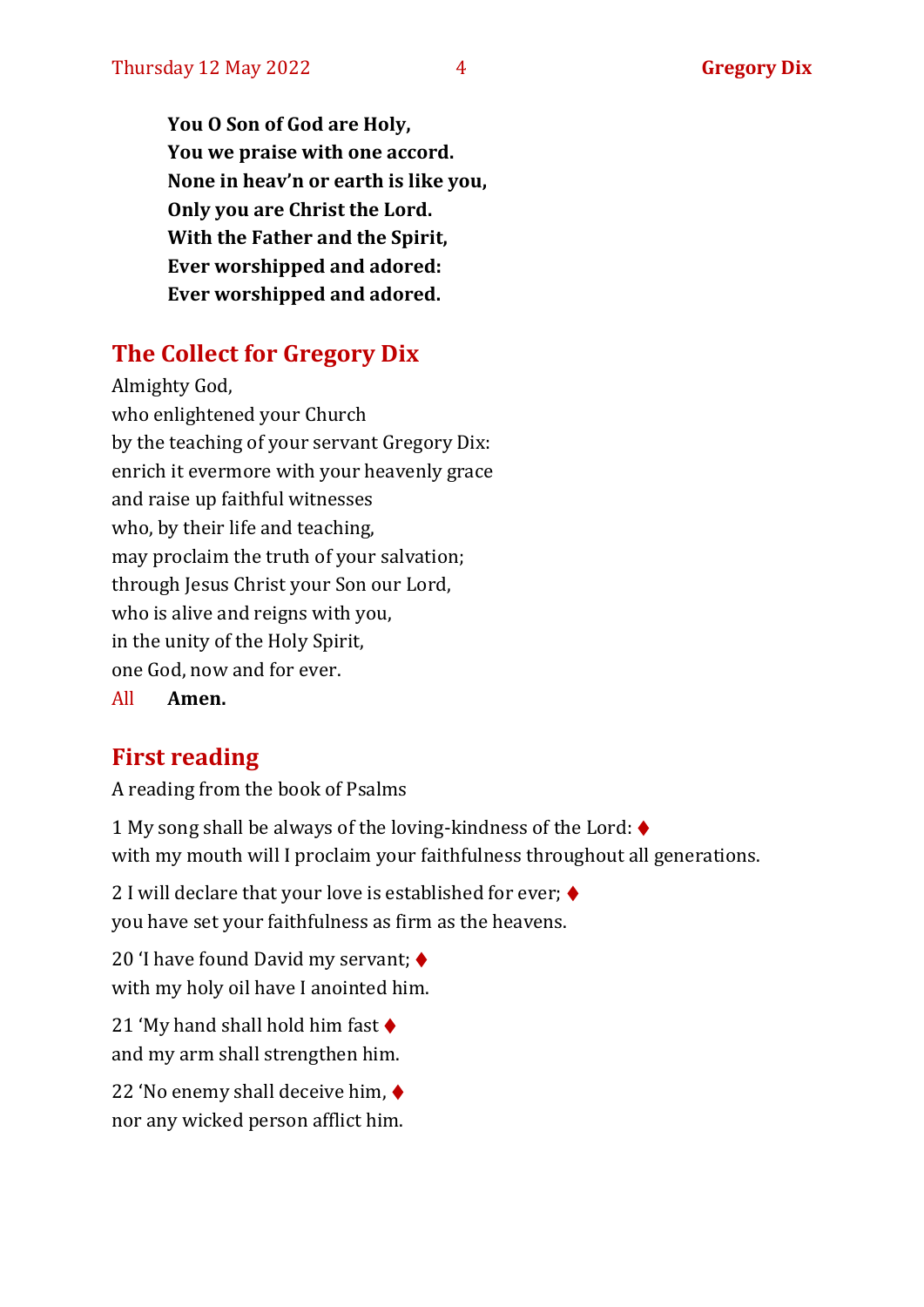**You O Son of God are Holy,**
**You we praise with one accord.**
**None in heav'n or earth is like you,**
**Only you are Christ the Lord.**
**With the Father and the Spirit,**
**Ever worshipped and adored:**
**Ever worshipped and adored.**

## The Collect for Gregory Dix

Almighty God,
who enlightened your Church
by the teaching of your servant Gregory Dix:
enrich it evermore with your heavenly grace
and raise up faithful witnesses
who, by their life and teaching,
may proclaim the truth of your salvation;
through Jesus Christ your Son our Lord,
who is alive and reigns with you,
in the unity of the Holy Spirit,
one God, now and for ever.

All **Amen.**

## First reading

A reading from the book of Psalms

1 My song shall be always of the loving-kindness of the Lord: ♦
with my mouth will I proclaim your faithfulness throughout all generations.

2 I will declare that your love is established for ever; ♦
you have set your faithfulness as firm as the heavens.

20 'I have found David my servant; ♦
with my holy oil have I anointed him.

21 'My hand shall hold him fast ♦
and my arm shall strengthen him.

22 'No enemy shall deceive him, ♦
nor any wicked person afflict him.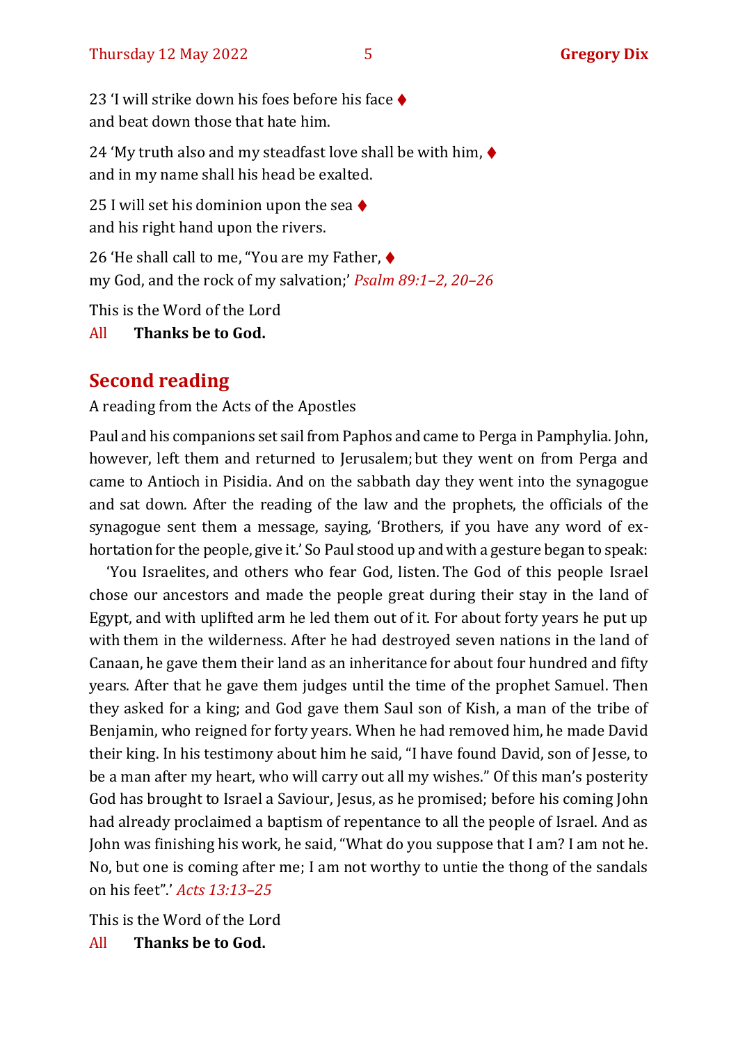23 ‘I will strike down his foes before his face ♦
and beat down those that hate him.

24 ‘My truth also and my steadfast love shall be with him, ♦
and in my name shall his head be exalted.

25 I will set his dominion upon the sea ♦
and his right hand upon the rivers.

26 ‘He shall call to me, “You are my Father, ♦
my God, and the rock of my salvation;’ *Psalm 89:1–2, 20–26*

This is the Word of the Lord

All **Thanks be to God.**

## Second reading

A reading from the Acts of the Apostles

Paul and his companions set sail from Paphos and came to Perga in Pamphylia. John, however, left them and returned to Jerusalem; but they went on from Perga and came to Antioch in Pisidia. And on the sabbath day they went into the synagogue and sat down. After the reading of the law and the prophets, the officials of the synagogue sent them a message, saying, ‘Brothers, if you have any word of exhortation for the people, give it.’ So Paul stood up and with a gesture began to speak:

‘You Israelites, and others who fear God, listen. The God of this people Israel chose our ancestors and made the people great during their stay in the land of Egypt, and with uplifted arm he led them out of it. For about forty years he put up with them in the wilderness. After he had destroyed seven nations in the land of Canaan, he gave them their land as an inheritance for about four hundred and fifty years. After that he gave them judges until the time of the prophet Samuel. Then they asked for a king; and God gave them Saul son of Kish, a man of the tribe of Benjamin, who reigned for forty years. When he had removed him, he made David their king. In his testimony about him he said, “I have found David, son of Jesse, to be a man after my heart, who will carry out all my wishes.” Of this man’s posterity God has brought to Israel a Saviour, Jesus, as he promised; before his coming John had already proclaimed a baptism of repentance to all the people of Israel. And as John was finishing his work, he said, “What do you suppose that I am? I am not he. No, but one is coming after me; I am not worthy to untie the thong of the sandals on his feet”.’ *Acts 13:13–25*

This is the Word of the Lord

All **Thanks be to God.**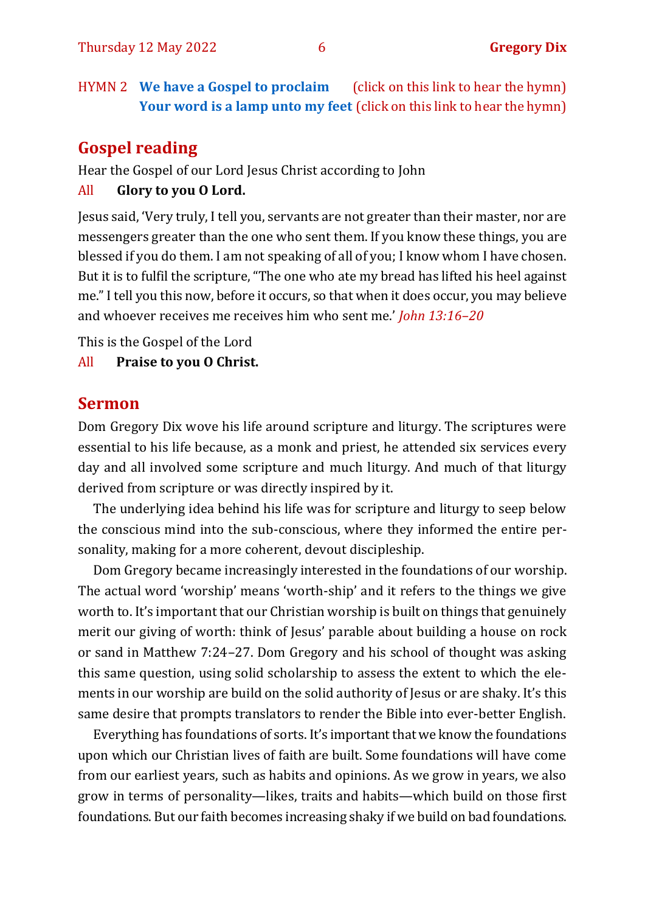HYMN 2 **We have a Gospel to proclaim** (click on this link to hear the hymn)
**Your word is a lamp unto my feet** (click on this link to hear the hymn)

## Gospel reading

Hear the Gospel of our Lord Jesus Christ according to John

All **Glory to you O Lord.**

Jesus said, 'Very truly, I tell you, servants are not greater than their master, nor are messengers greater than the one who sent them. If you know these things, you are blessed if you do them. I am not speaking of all of you; I know whom I have chosen. But it is to fulfil the scripture, "The one who ate my bread has lifted his heel against me." I tell you this now, before it occurs, so that when it does occur, you may believe and whoever receives me receives him who sent me.' *John 13:16–20*

This is the Gospel of the Lord

All **Praise to you O Christ.**

## Sermon

Dom Gregory Dix wove his life around scripture and liturgy. The scriptures were essential to his life because, as a monk and priest, he attended six services every day and all involved some scripture and much liturgy. And much of that liturgy derived from scripture or was directly inspired by it.

The underlying idea behind his life was for scripture and liturgy to seep below the conscious mind into the sub-conscious, where they informed the entire personality, making for a more coherent, devout discipleship.

Dom Gregory became increasingly interested in the foundations of our worship. The actual word 'worship' means 'worth-ship' and it refers to the things we give worth to. It's important that our Christian worship is built on things that genuinely merit our giving of worth: think of Jesus' parable about building a house on rock or sand in Matthew 7:24–27. Dom Gregory and his school of thought was asking this same question, using solid scholarship to assess the extent to which the elements in our worship are build on the solid authority of Jesus or are shaky. It's this same desire that prompts translators to render the Bible into ever-better English.

Everything has foundations of sorts. It's important that we know the foundations upon which our Christian lives of faith are built. Some foundations will have come from our earliest years, such as habits and opinions. As we grow in years, we also grow in terms of personality—likes, traits and habits—which build on those first foundations. But our faith becomes increasing shaky if we build on bad foundations.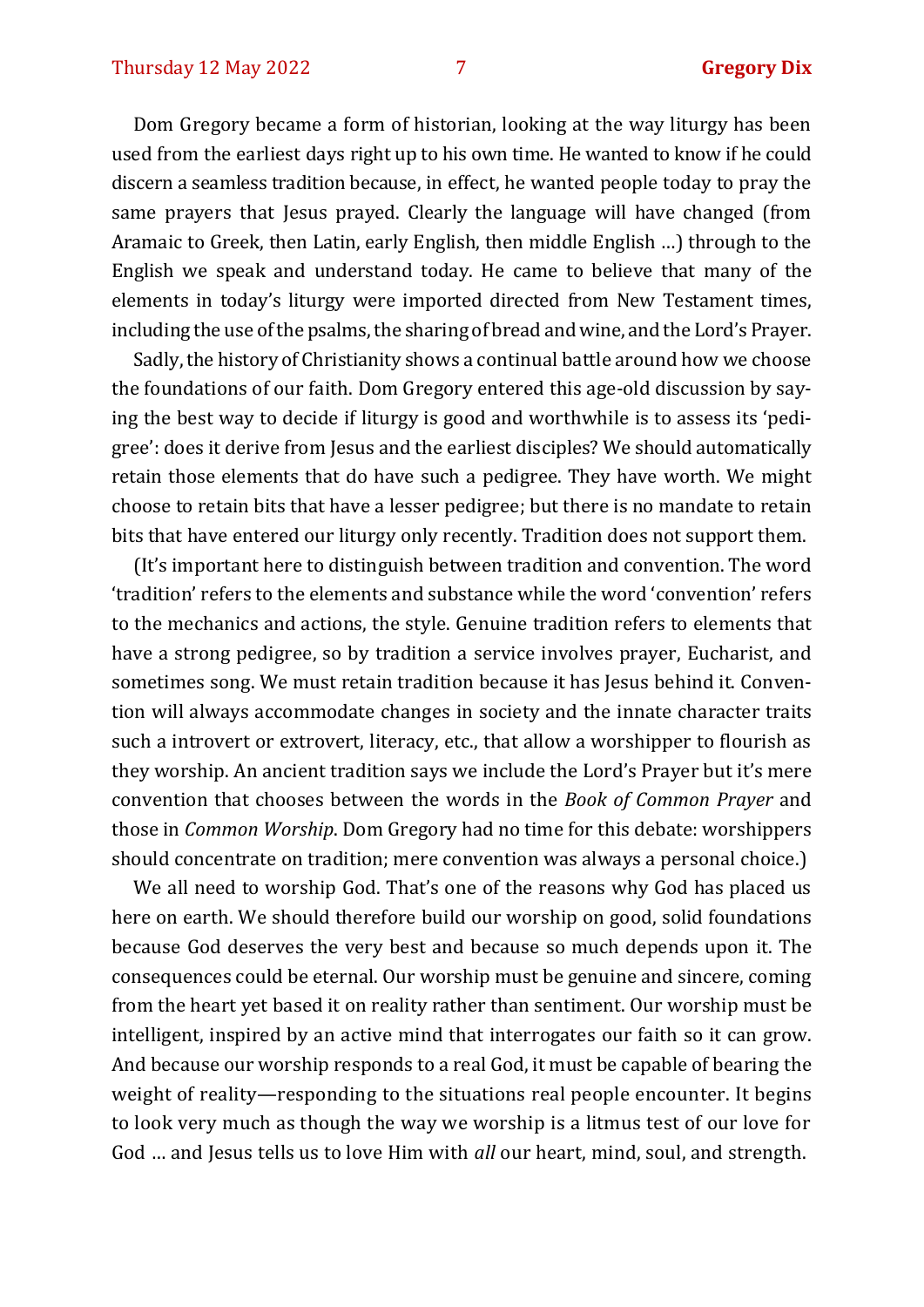Dom Gregory became a form of historian, looking at the way liturgy has been used from the earliest days right up to his own time. He wanted to know if he could discern a seamless tradition because, in effect, he wanted people today to pray the same prayers that Jesus prayed. Clearly the language will have changed (from Aramaic to Greek, then Latin, early English, then middle English …) through to the English we speak and understand today. He came to believe that many of the elements in today's liturgy were imported directed from New Testament times, including the use of the psalms, the sharing of bread and wine, and the Lord's Prayer.

Sadly, the history of Christianity shows a continual battle around how we choose the foundations of our faith. Dom Gregory entered this age-old discussion by saying the best way to decide if liturgy is good and worthwhile is to assess its 'pedigree': does it derive from Jesus and the earliest disciples? We should automatically retain those elements that do have such a pedigree. They have worth. We might choose to retain bits that have a lesser pedigree; but there is no mandate to retain bits that have entered our liturgy only recently. Tradition does not support them.

(It's important here to distinguish between tradition and convention. The word 'tradition' refers to the elements and substance while the word 'convention' refers to the mechanics and actions, the style. Genuine tradition refers to elements that have a strong pedigree, so by tradition a service involves prayer, Eucharist, and sometimes song. We must retain tradition because it has Jesus behind it. Convention will always accommodate changes in society and the innate character traits such a introvert or extrovert, literacy, etc., that allow a worshipper to flourish as they worship. An ancient tradition says we include the Lord's Prayer but it's mere convention that chooses between the words in the *Book of Common Prayer* and those in *Common Worship*. Dom Gregory had no time for this debate: worshippers should concentrate on tradition; mere convention was always a personal choice.)

We all need to worship God. That's one of the reasons why God has placed us here on earth. We should therefore build our worship on good, solid foundations because God deserves the very best and because so much depends upon it. The consequences could be eternal. Our worship must be genuine and sincere, coming from the heart yet based it on reality rather than sentiment. Our worship must be intelligent, inspired by an active mind that interrogates our faith so it can grow. And because our worship responds to a real God, it must be capable of bearing the weight of reality—responding to the situations real people encounter. It begins to look very much as though the way we worship is a litmus test of our love for God … and Jesus tells us to love Him with *all* our heart, mind, soul, and strength.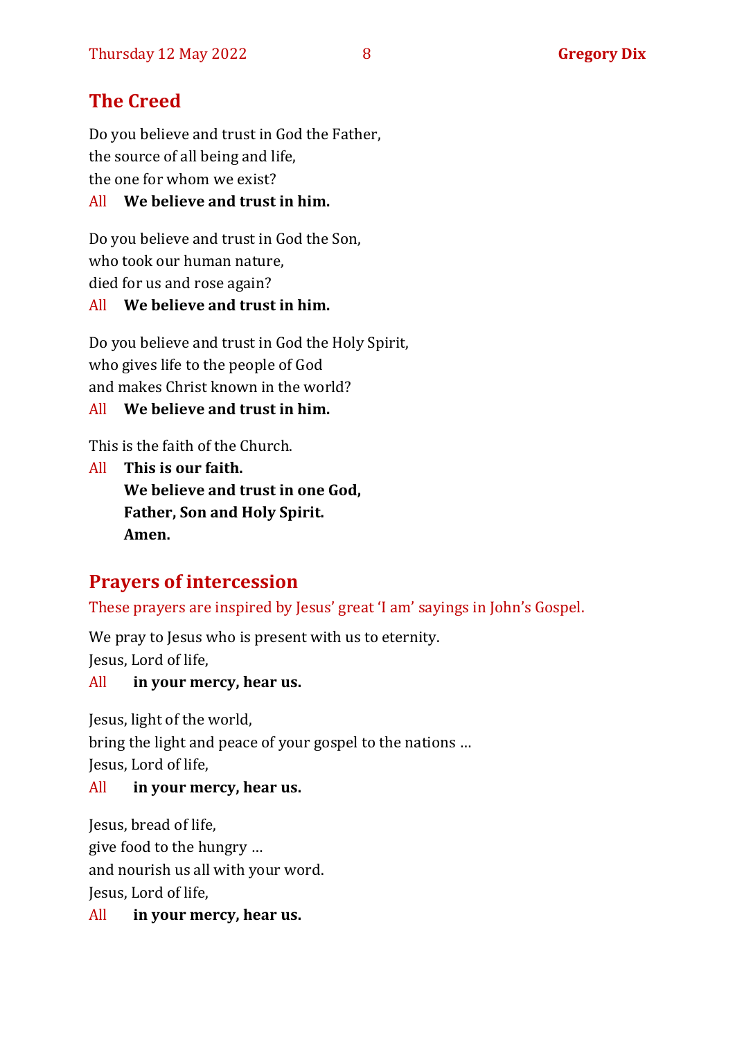## The Creed

Do you believe and trust in God the Father,
the source of all being and life,
the one for whom we exist?

All **We believe and trust in him.**

Do you believe and trust in God the Son,
who took our human nature,
died for us and rose again?

All **We believe and trust in him.**

Do you believe and trust in God the Holy Spirit,
who gives life to the people of God
and makes Christ known in the world?

All **We believe and trust in him.**

This is the faith of the Church.

All **This is our faith.**
**We believe and trust in one God,**
**Father, Son and Holy Spirit.**
**Amen.**

## Prayers of intercession

These prayers are inspired by Jesus' great 'I am' sayings in John's Gospel.

We pray to Jesus who is present with us to eternity.
Jesus, Lord of life,

All **in your mercy, hear us.**

Jesus, light of the world,
bring the light and peace of your gospel to the nations …
Jesus, Lord of life,

All **in your mercy, hear us.**

Jesus, bread of life,
give food to the hungry …
and nourish us all with your word.
Jesus, Lord of life,

All **in your mercy, hear us.**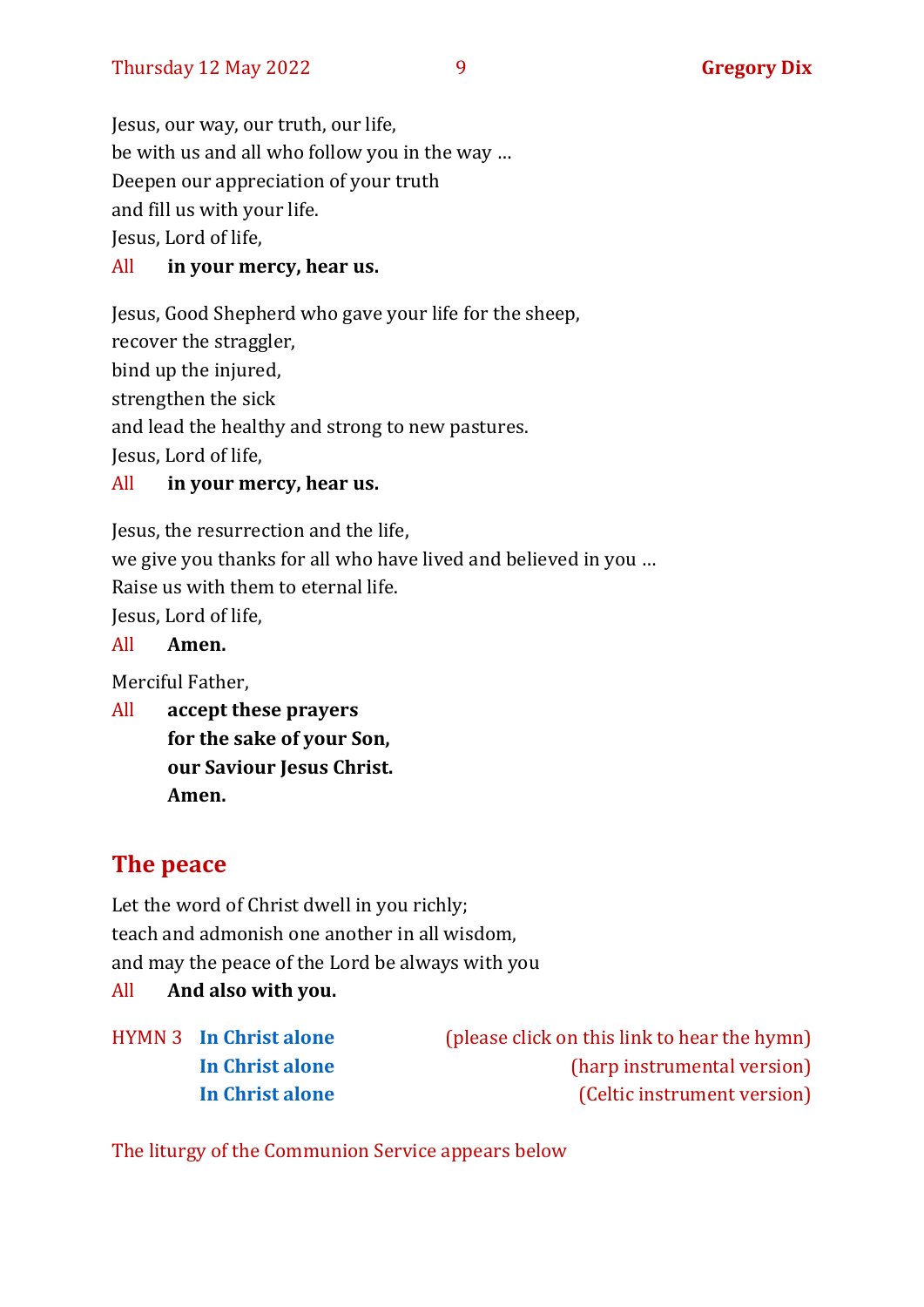Jesus, our way, our truth, our life,
be with us and all who follow you in the way …
Deepen our appreciation of your truth
and fill us with your life.
Jesus, Lord of life,

All **in your mercy, hear us.**

Jesus, Good Shepherd who gave your life for the sheep,
recover the straggler,
bind up the injured,
strengthen the sick
and lead the healthy and strong to new pastures.
Jesus, Lord of life,

All **in your mercy, hear us.**

Jesus, the resurrection and the life,
we give you thanks for all who have lived and believed in you …
Raise us with them to eternal life.
Jesus, Lord of life,

All **Amen.**

Merciful Father,

All **accept these prayers**
**for the sake of your Son,**
**our Saviour Jesus Christ.**
**Amen.**

## The peace

Let the word of Christ dwell in you richly;
teach and admonish one another in all wisdom,
and may the peace of the Lord be always with you

All **And also with you.**

HYMN 3 **In Christ alone** (please click on this link to hear the hymn)
**In Christ alone** (harp instrumental version)
**In Christ alone** (Celtic instrument version)

The liturgy of the Communion Service appears below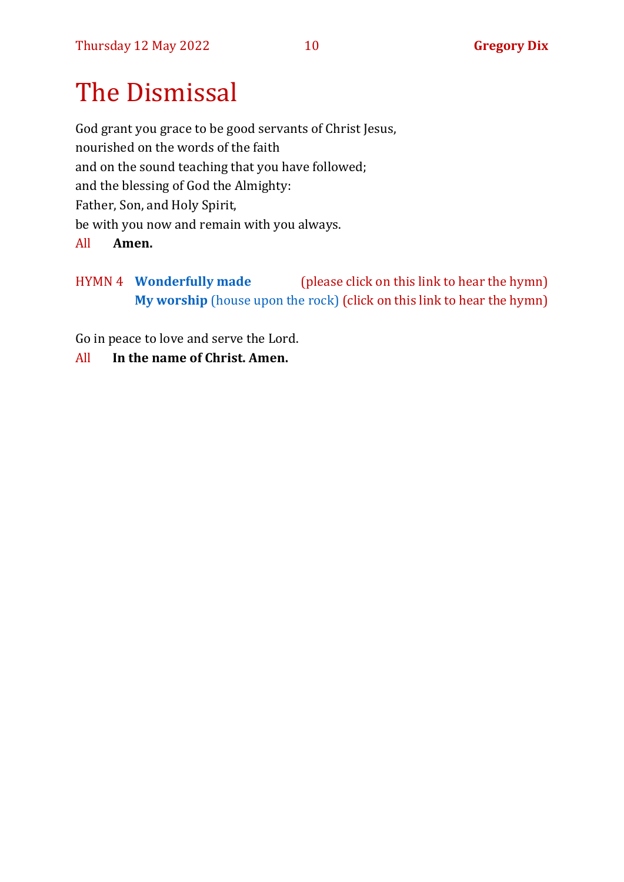# The Dismissal

God grant you grace to be good servants of Christ Jesus,
nourished on the words of the faith
and on the sound teaching that you have followed;
and the blessing of God the Almighty:
Father, Son, and Holy Spirit,
be with you now and remain with you always.

All **Amen.**

HYMN 4 **Wonderfully made** (please click on this link to hear the hymn)
**My worship** (house upon the rock) (click on this link to hear the hymn)

Go in peace to love and serve the Lord.

All **In the name of Christ. Amen.**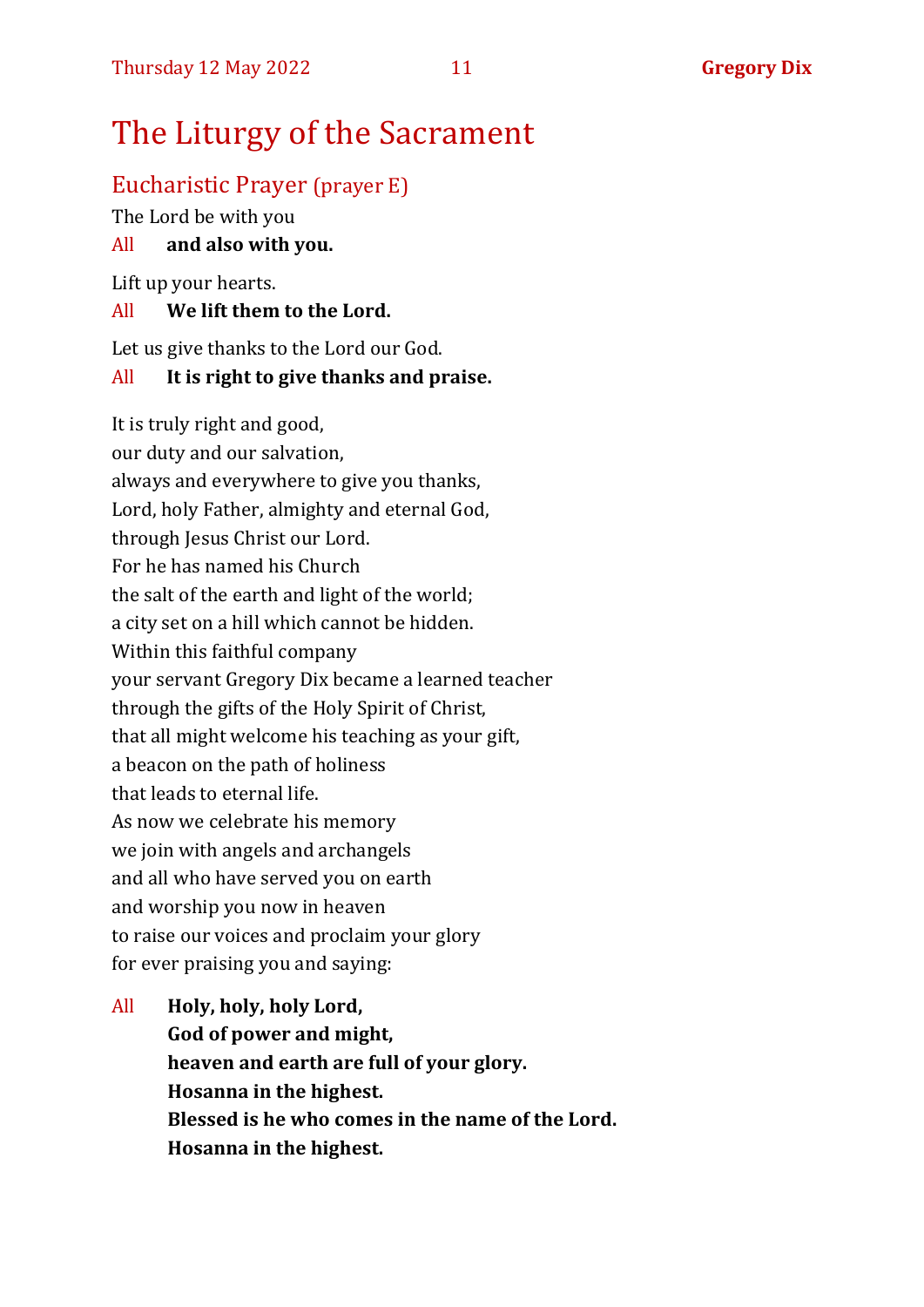# The Liturgy of the Sacrament

## Eucharistic Prayer (prayer E)

The Lord be with you

All **and also with you.**

Lift up your hearts.

All **We lift them to the Lord.**

Let us give thanks to the Lord our God.

All **It is right to give thanks and praise.**

It is truly right and good,
our duty and our salvation,
always and everywhere to give you thanks,
Lord, holy Father, almighty and eternal God,
through Jesus Christ our Lord.
For he has named his Church
the salt of the earth and light of the world;
a city set on a hill which cannot be hidden.
Within this faithful company
your servant Gregory Dix became a learned teacher
through the gifts of the Holy Spirit of Christ,
that all might welcome his teaching as your gift,
a beacon on the path of holiness
that leads to eternal life.
As now we celebrate his memory
we join with angels and archangels
and all who have served you on earth
and worship you now in heaven
to raise our voices and proclaim your glory
for ever praising you and saying:

All **Holy, holy, holy Lord,**
**God of power and might,**
**heaven and earth are full of your glory.**
**Hosanna in the highest.**
**Blessed is he who comes in the name of the Lord.**
**Hosanna in the highest.**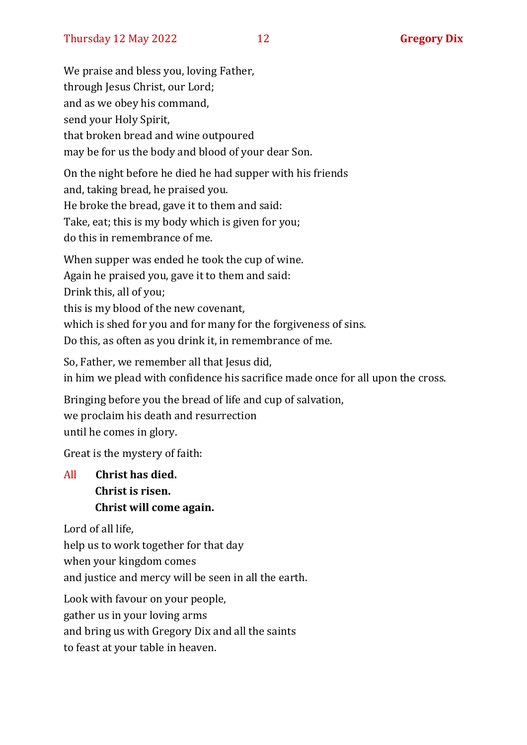We praise and bless you, loving Father,
through Jesus Christ, our Lord;
and as we obey his command,
send your Holy Spirit,
that broken bread and wine outpoured
may be for us the body and blood of your dear Son.

On the night before he died he had supper with his friends
and, taking bread, he praised you.
He broke the bread, gave it to them and said:
Take, eat; this is my body which is given for you;
do this in remembrance of me.

When supper was ended he took the cup of wine.
Again he praised you, gave it to them and said:
Drink this, all of you;
this is my blood of the new covenant,
which is shed for you and for many for the forgiveness of sins.
Do this, as often as you drink it, in remembrance of me.

So, Father, we remember all that Jesus did,
in him we plead with confidence his sacrifice made once for all upon the cross.

Bringing before you the bread of life and cup of salvation,
we proclaim his death and resurrection
until he comes in glory.

Great is the mystery of faith:

All **Christ has died.**
**Christ is risen.**
**Christ will come again.**

Lord of all life,
help us to work together for that day
when your kingdom comes
and justice and mercy will be seen in all the earth.

Look with favour on your people,
gather us in your loving arms
and bring us with Gregory Dix and all the saints
to feast at your table in heaven.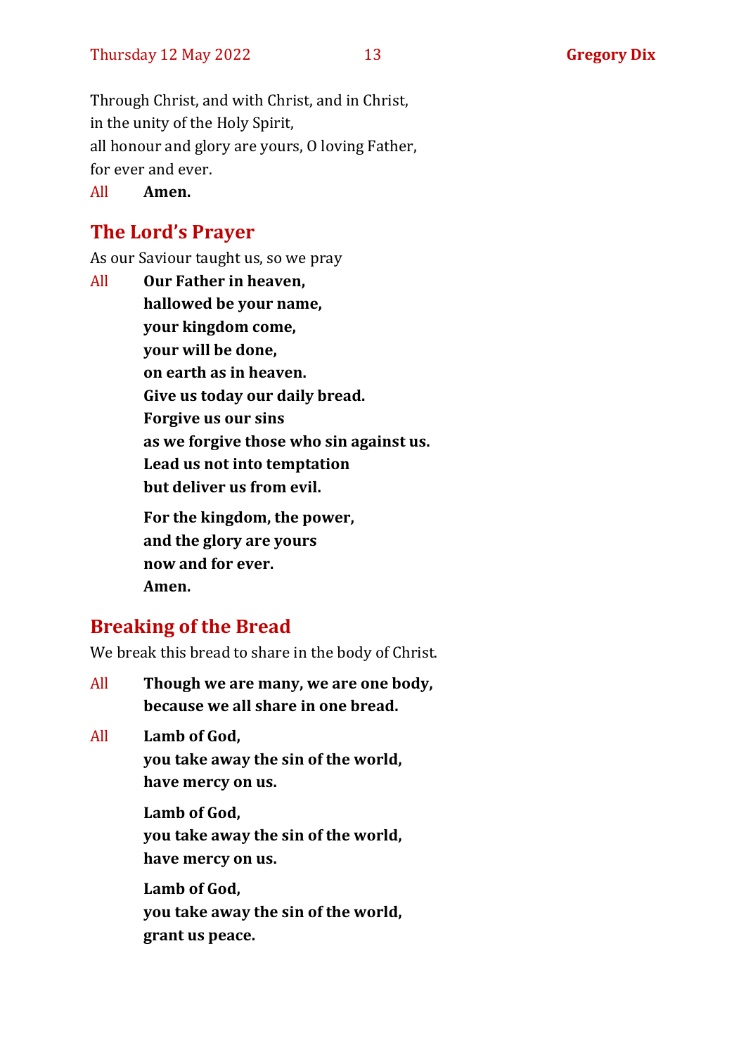Through Christ, and with Christ, and in Christ,
in the unity of the Holy Spirit,
all honour and glory are yours, O loving Father,
for ever and ever.

All **Amen.**

## The Lord's Prayer

As our Saviour taught us, so we pray

All **Our Father in heaven,**
**hallowed be your name,**
**your kingdom come,**
**your will be done,**
**on earth as in heaven.**
**Give us today our daily bread.**
**Forgive us our sins**
**as we forgive those who sin against us.**
**Lead us not into temptation**
**but deliver us from evil.**

**For the kingdom, the power,**
**and the glory are yours**
**now and for ever.**
**Amen.**

## Breaking of the Bread

We break this bread to share in the body of Christ.

All **Though we are many, we are one body,**
**because we all share in one bread.**

All **Lamb of God,**
**you take away the sin of the world,**
**have mercy on us.**

**Lamb of God,**
**you take away the sin of the world,**
**have mercy on us.**

**Lamb of God,**
**you take away the sin of the world,**
**grant us peace.**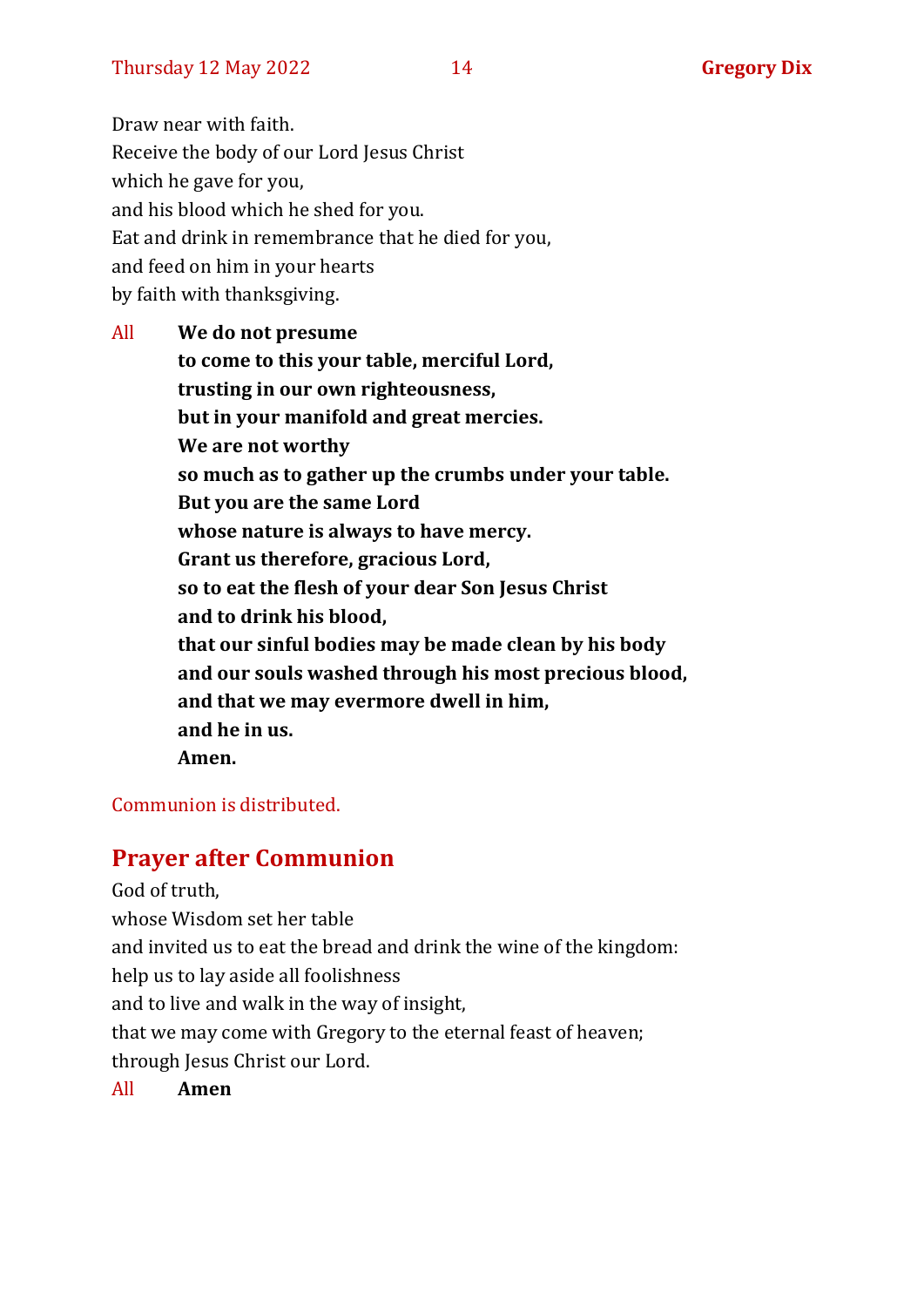Draw near with faith.  
Receive the body of our Lord Jesus Christ  
which he gave for you,  
and his blood which he shed for you.  
Eat and drink in remembrance that he died for you,  
and feed on him in your hearts  
by faith with thanksgiving.

All **We do not presume**  
**to come to this your table, merciful Lord,**  
**trusting in our own righteousness,**  
**but in your manifold and great mercies.**  
**We are not worthy**  
**so much as to gather up the crumbs under your table.**  
**But you are the same Lord**  
**whose nature is always to have mercy.**  
**Grant us therefore, gracious Lord,**  
**so to eat the flesh of your dear Son Jesus Christ**  
**and to drink his blood,**  
**that our sinful bodies may be made clean by his body**  
**and our souls washed through his most precious blood,**  
**and that we may evermore dwell in him,**  
**and he in us.**  
**Amen.**

Communion is distributed.

## Prayer after Communion

God of truth,  
whose Wisdom set her table  
and invited us to eat the bread and drink the wine of the kingdom:  
help us to lay aside all foolishness  
and to live and walk in the way of insight,  
that we may come with Gregory to the eternal feast of heaven;  
through Jesus Christ our Lord.

All **Amen**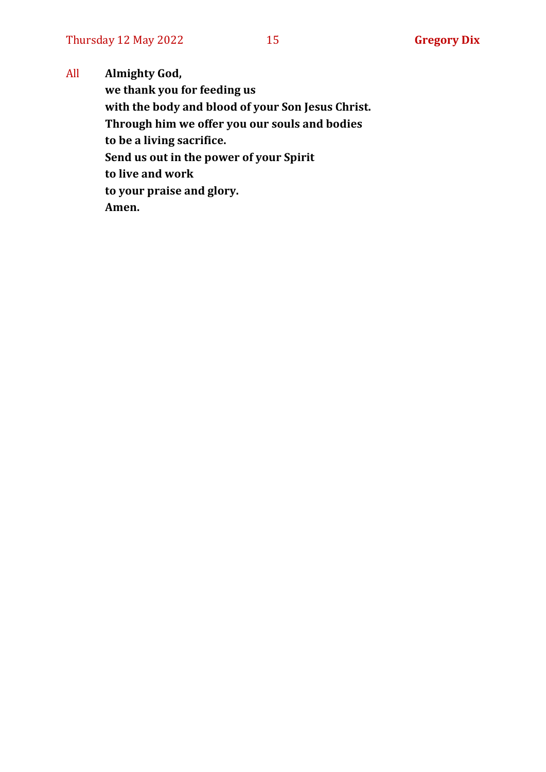All **Almighty God,**
**we thank you for feeding us**
**with the body and blood of your Son Jesus Christ.**
**Through him we offer you our souls and bodies**
**to be a living sacrifice.**
**Send us out in the power of your Spirit**
**to live and work**
**to your praise and glory.**
**Amen.**